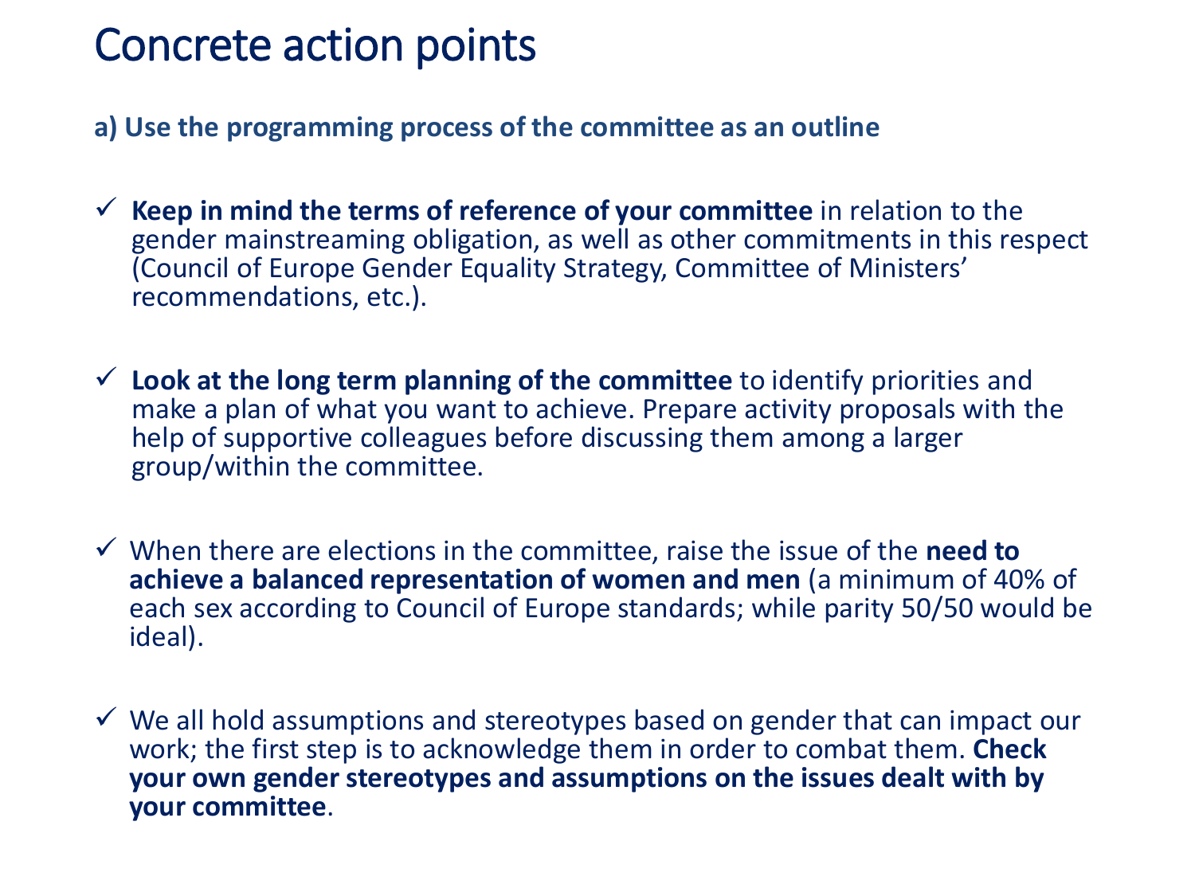# Concrete action points

### a) Use the programming process of the committee as an outline

- ✓ **Keep in mind the terms of reference of your committee** in relation to the gender mainstreaming obligation, as well as other commitments in this respect (Council of Europe Gender Equality Strategy, Committee of Ministers' recommendations, etc.).

- ✓ **Look at the long term planning of the committee** to identify priorities and make a plan of what you want to achieve. Prepare activity proposals with the help of supportive colleagues before discussing them among a larger group/within the committee.

- ✓ When there are elections in the committee, raise the issue of the **need to achieve a balanced representation of women and men** (a minimum of 40% of each sex according to Council of Europe standards; while parity 50/50 would be ideal).

- ✓ We all hold assumptions and stereotypes based on gender that can impact our work; the first step is to acknowledge them in order to combat them. **Check your own gender stereotypes and assumptions on the issues dealt with by your committee**.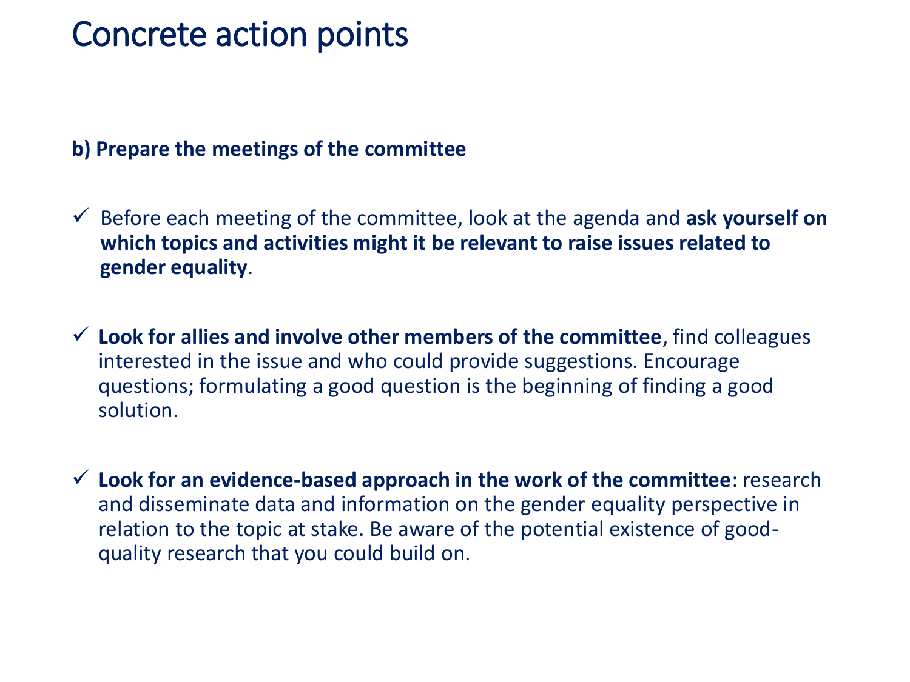# Concrete action points

**b) Prepare the meetings of the committee**

- ✓ Before each meeting of the committee, look at the agenda and **ask yourself on which topics and activities might it be relevant to raise issues related to gender equality**.

- ✓ **Look for allies and involve other members of the committee**, find colleagues interested in the issue and who could provide suggestions. Encourage questions; formulating a good question is the beginning of finding a good solution.

- ✓ **Look for an evidence-based approach in the work of the committee**: research and disseminate data and information on the gender equality perspective in relation to the topic at stake. Be aware of the potential existence of good-quality research that you could build on.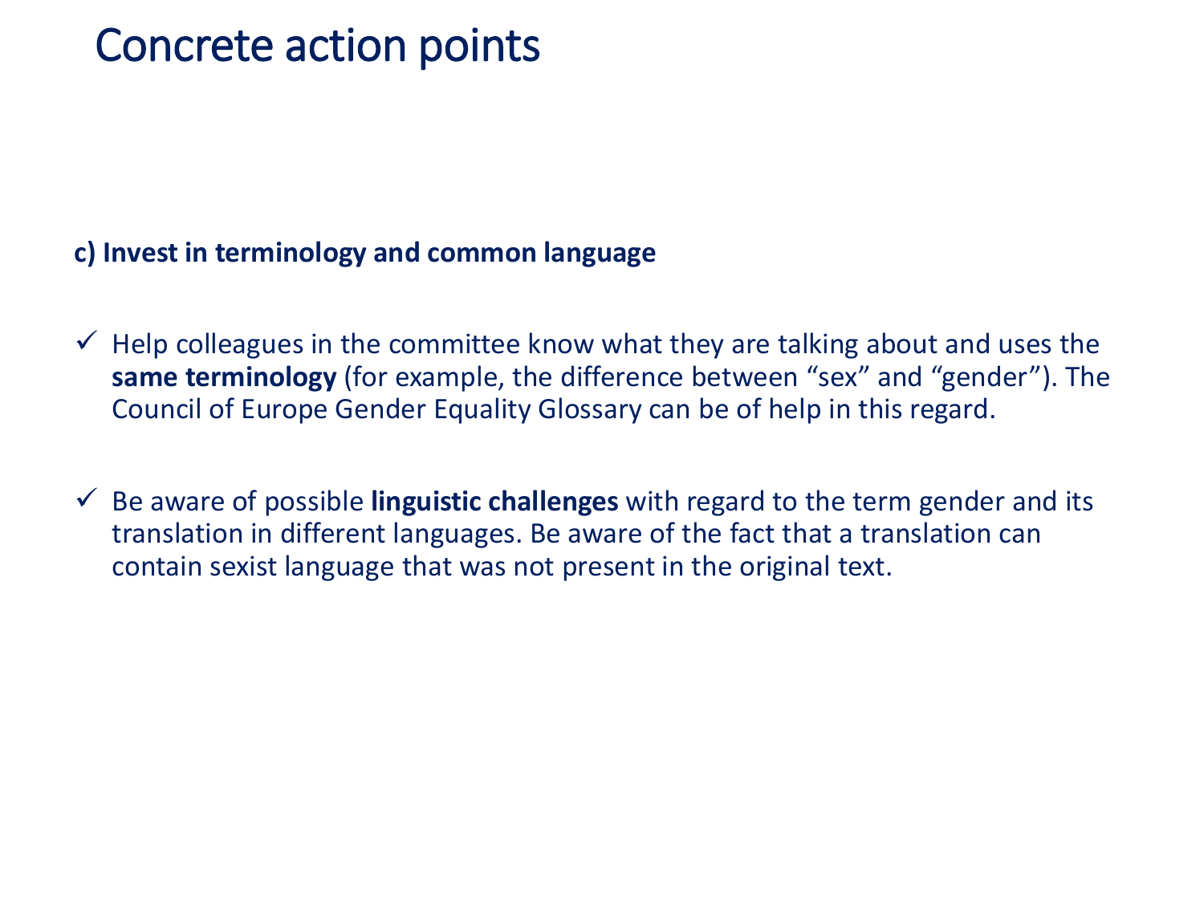# Concrete action points

**c) Invest in terminology and common language**

- ✓ Help colleagues in the committee know what they are talking about and uses the **same terminology** (for example, the difference between “sex” and “gender”). The Council of Europe Gender Equality Glossary can be of help in this regard.

- ✓ Be aware of possible **linguistic challenges** with regard to the term gender and its translation in different languages. Be aware of the fact that a translation can contain sexist language that was not present in the original text.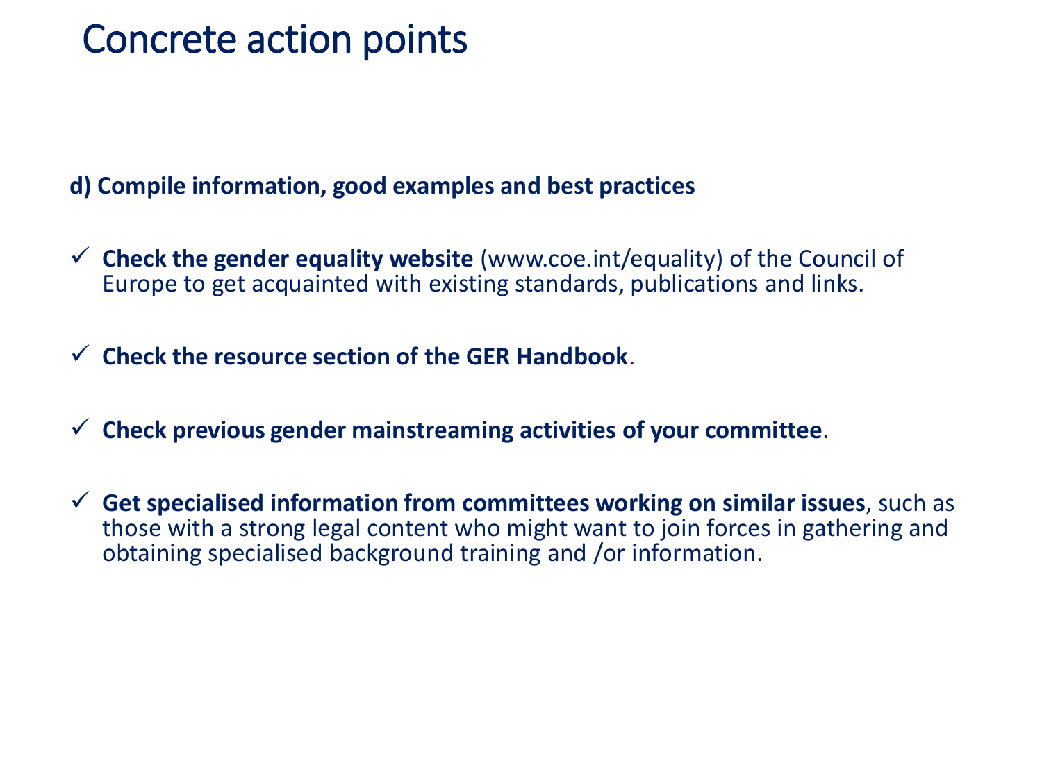# Concrete action points

**d) Compile information, good examples and best practices**

- ✓ **Check the gender equality website** (www.coe.int/equality) of the Council of Europe to get acquainted with existing standards, publications and links.
- ✓ **Check the resource section of the GER Handbook**.
- ✓ **Check previous gender mainstreaming activities of your committee**.
- ✓ **Get specialised information from committees working on similar issues**, such as those with a strong legal content who might want to join forces in gathering and obtaining specialised background training and /or information.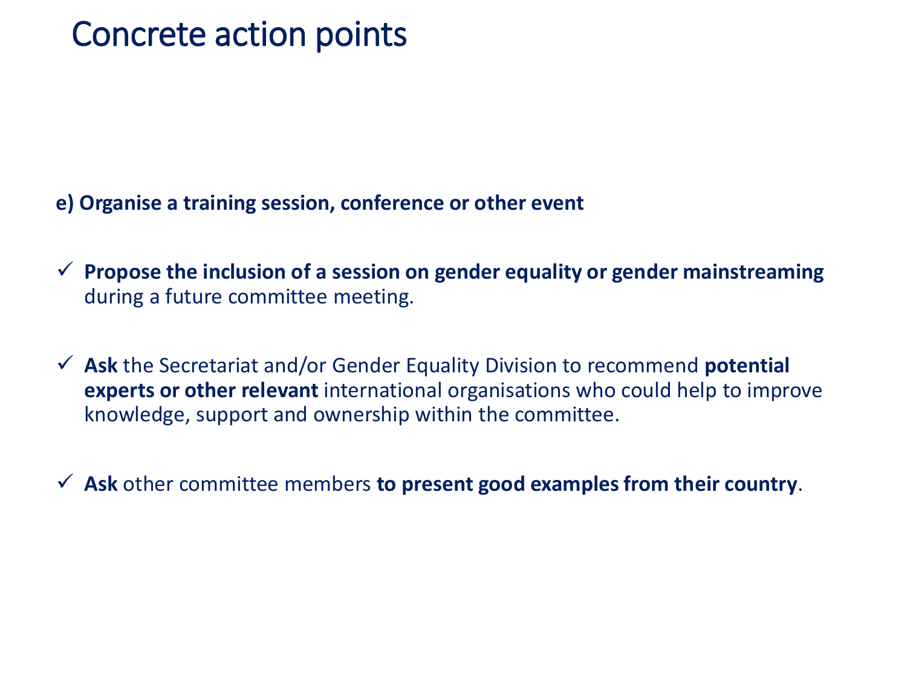# Concrete action points

**e) Organise a training session, conference or other event**

- ✓ **Propose the inclusion of a session on gender equality or gender mainstreaming** during a future committee meeting.
- ✓ **Ask** the Secretariat and/or Gender Equality Division to recommend **potential experts or other relevant** international organisations who could help to improve knowledge, support and ownership within the committee.
- ✓ **Ask** other committee members **to present good examples from their country**.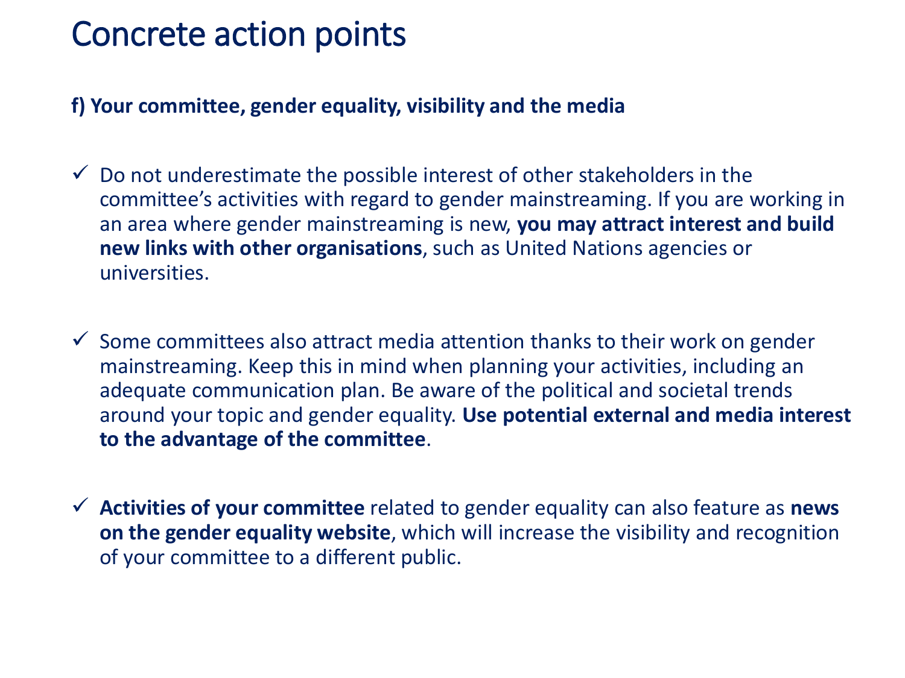# Concrete action points

**f) Your committee, gender equality, visibility and the media**

- ✓ Do not underestimate the possible interest of other stakeholders in the committee's activities with regard to gender mainstreaming. If you are working in an area where gender mainstreaming is new, **you may attract interest and build new links with other organisations**, such as United Nations agencies or universities.

- ✓ Some committees also attract media attention thanks to their work on gender mainstreaming. Keep this in mind when planning your activities, including an adequate communication plan. Be aware of the political and societal trends around your topic and gender equality. **Use potential external and media interest to the advantage of the committee**.

- ✓ **Activities of your committee** related to gender equality can also feature as **news on the gender equality website**, which will increase the visibility and recognition of your committee to a different public.